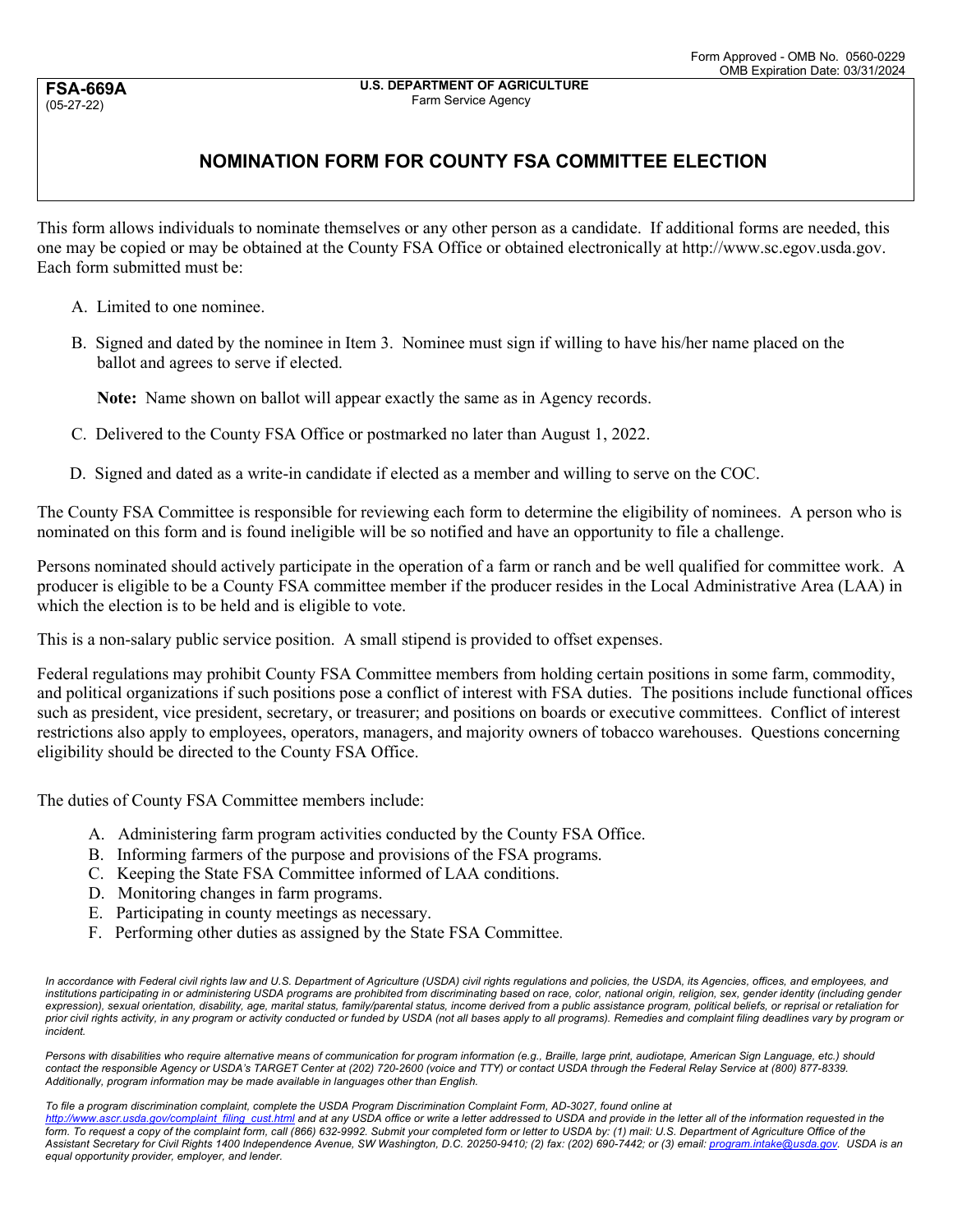Form Approved - OMB No. 0560-0229
OMB Expiration Date: 03/31/2024

**FSA-669A**
(05-27-22)

**U.S. DEPARTMENT OF AGRICULTURE**
Farm Service Agency

# NOMINATION FORM FOR COUNTY FSA COMMITTEE ELECTION

This form allows individuals to nominate themselves or any other person as a candidate. If additional forms are needed, this one may be copied or may be obtained at the County FSA Office or obtained electronically at http://www.sc.egov.usda.gov. Each form submitted must be:

A. Limited to one nominee.

B. Signed and dated by the nominee in Item 3. Nominee must sign if willing to have his/her name placed on the ballot and agrees to serve if elected.

**Note:** Name shown on ballot will appear exactly the same as in Agency records.

C. Delivered to the County FSA Office or postmarked no later than August 1, 2022.

D. Signed and dated as a write-in candidate if elected as a member and willing to serve on the COC.

The County FSA Committee is responsible for reviewing each form to determine the eligibility of nominees. A person who is nominated on this form and is found ineligible will be so notified and have an opportunity to file a challenge.

Persons nominated should actively participate in the operation of a farm or ranch and be well qualified for committee work. A producer is eligible to be a County FSA committee member if the producer resides in the Local Administrative Area (LAA) in which the election is to be held and is eligible to vote.

This is a non-salary public service position. A small stipend is provided to offset expenses.

Federal regulations may prohibit County FSA Committee members from holding certain positions in some farm, commodity, and political organizations if such positions pose a conflict of interest with FSA duties. The positions include functional offices such as president, vice president, secretary, or treasurer; and positions on boards or executive committees. Conflict of interest restrictions also apply to employees, operators, managers, and majority owners of tobacco warehouses. Questions concerning eligibility should be directed to the County FSA Office.

The duties of County FSA Committee members include:

A. Administering farm program activities conducted by the County FSA Office.
B. Informing farmers of the purpose and provisions of the FSA programs.
C. Keeping the State FSA Committee informed of LAA conditions.
D. Monitoring changes in farm programs.
E. Participating in county meetings as necessary.
F. Performing other duties as assigned by the State FSA Committee.

*In accordance with Federal civil rights law and U.S. Department of Agriculture (USDA) civil rights regulations and policies, the USDA, its Agencies, offices, and employees, and institutions participating in or administering USDA programs are prohibited from discriminating based on race, color, national origin, religion, sex, gender identity (including gender expression), sexual orientation, disability, age, marital status, family/parental status, income derived from a public assistance program, political beliefs, or reprisal or retaliation for prior civil rights activity, in any program or activity conducted or funded by USDA (not all bases apply to all programs). Remedies and complaint filing deadlines vary by program or incident.*

*Persons with disabilities who require alternative means of communication for program information (e.g., Braille, large print, audiotape, American Sign Language, etc.) should contact the responsible Agency or USDA's TARGET Center at (202) 720-2600 (voice and TTY) or contact USDA through the Federal Relay Service at (800) 877-8339. Additionally, program information may be made available in languages other than English.*

*To file a program discrimination complaint, complete the USDA Program Discrimination Complaint Form, AD-3027, found online at http://www.ascr.usda.gov/complaint_filing_cust.html and at any USDA office or write a letter addressed to USDA and provide in the letter all of the information requested in the form. To request a copy of the complaint form, call (866) 632-9992. Submit your completed form or letter to USDA by: (1) mail: U.S. Department of Agriculture Office of the Assistant Secretary for Civil Rights 1400 Independence Avenue, SW Washington, D.C. 20250-9410; (2) fax: (202) 690-7442; or (3) email: program.intake@usda.gov. USDA is an equal opportunity provider, employer, and lender.*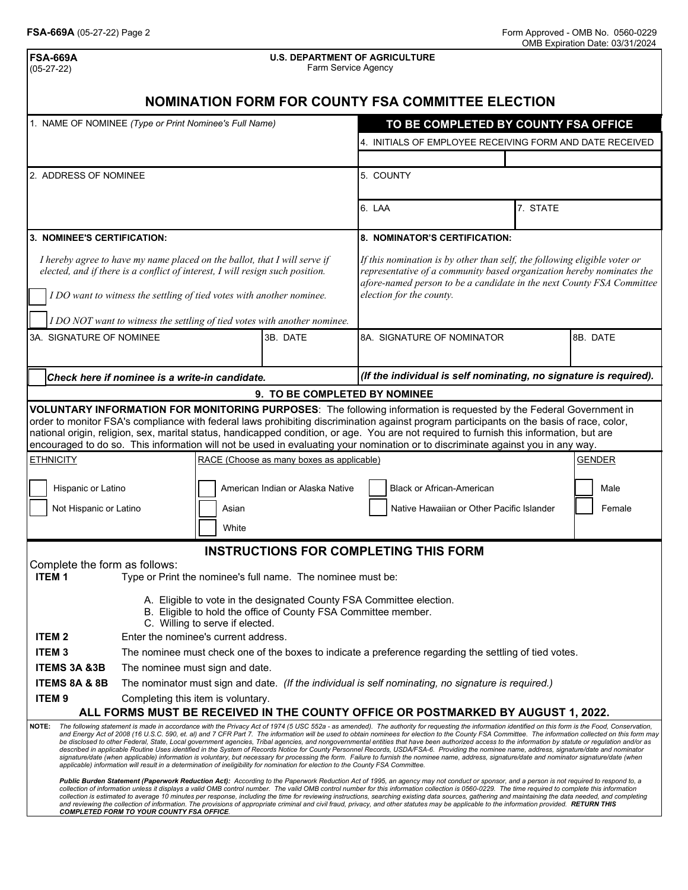FSA-669A (05-27-22)

Form Approved - OMB No. 0560-0229
OMB Expiration Date: 03/31/2024

**U.S. DEPARTMENT OF AGRICULTURE**
Farm Service Agency

# NOMINATION FORM FOR COUNTY FSA COMMITTEE ELECTION

| | |
|---|---|
| 1. NAME OF NOMINEE *(Type or Print Nominee's Full Name)* | **TO BE COMPLETED BY COUNTY FSA OFFICE** |
| | 4. INITIALS OF EMPLOYEE RECEIVING FORM AND DATE RECEIVED |
| 2. ADDRESS OF NOMINEE | 5. COUNTY |
| | 6. LAA &nbsp;&nbsp; 7. STATE |

**3. NOMINEE'S CERTIFICATION:**

*I hereby agree to have my name placed on the ballot, that I will serve if elected, and if there is a conflict of interest, I will resign such position.*

☐ *I DO want to witness the settling of tied votes with another nominee.*

☐ *I DO NOT want to witness the settling of tied votes with another nominee.*

| 3A. SIGNATURE OF NOMINEE | 3B. DATE |
|---|---|
| | |

☐ ***Check here if nominee is a write-in candidate.***

**8. NOMINATOR'S CERTIFICATION:**

*If this nomination is by other than self, the following eligible voter or representative of a community based organization hereby nominates the afore-named person to be a candidate in the next County FSA Committee election for the county.*

| 8A. SIGNATURE OF NOMINATOR | 8B. DATE |
|---|---|
| | |

***(If the individual is self nominating, no signature is required).***

## 9. TO BE COMPLETED BY NOMINEE

**VOLUNTARY INFORMATION FOR MONITORING PURPOSES**: The following information is requested by the Federal Government in order to monitor FSA's compliance with federal laws prohibiting discrimination against program participants on the basis of race, color, national origin, religion, sex, marital status, handicapped condition, or age. You are not required to furnish this information, but are encouraged to do so. This information will not be used in evaluating your nomination or to discriminate against you in any way.

| ETHNICITY | RACE (Choose as many boxes as applicable) | | GENDER |
|---|---|---|---|
| ☐ Hispanic or Latino | ☐ American Indian or Alaska Native | ☐ Black or African-American | ☐ Male |
| ☐ Not Hispanic or Latino | ☐ Asian | ☐ Native Hawaiian or Other Pacific Islander | ☐ Female |
| | ☐ White | | |

## INSTRUCTIONS FOR COMPLETING THIS FORM

Complete the form as follows:

**ITEM 1** Type or Print the nominee's full name. The nominee must be:

A. Eligible to vote in the designated County FSA Committee election.
B. Eligible to hold the office of County FSA Committee member.
C. Willing to serve if elected.

**ITEM 2** Enter the nominee's current address.

**ITEM 3** The nominee must check one of the boxes to indicate a preference regarding the settling of tied votes.

**ITEMS 3A &3B** The nominee must sign and date.

**ITEMS 8A & 8B** The nominator must sign and date. *(If the individual is self nominating, no signature is required.)*

**ITEM 9** Completing this item is voluntary.

**ALL FORMS MUST BE RECEIVED IN THE COUNTY OFFICE OR POSTMARKED BY AUGUST 1, 2022.**

**NOTE:** *The following statement is made in accordance with the Privacy Act of 1974 (5 USC 552a - as amended). The authority for requesting the information identified on this form is the Food, Conservation, and Energy Act of 2008 (16 U.S.C. 590, et. al) and 7 CFR Part 7. The information will be used to obtain nominees for election to the County FSA Committee. The information collected on this form may be disclosed to other Federal, State, Local government agencies, Tribal agencies, and nongovernmental entities that have been authorized access to the information by statute or regulation and/or as described in applicable Routine Uses identified in the System of Records Notice for County Personnel Records, USDA/FSA-6. Providing the nominee name, address, signature/date and nominator signature/date (when applicable) information is voluntary, but necessary for processing the form. Failure to furnish the nominee name, address, signature/date and nominator signature/date (when applicable) information will result in a determination of ineligibility for nomination for election to the County FSA Committee.*

***Public Burden Statement (Paperwork Reduction Act):*** *According to the Paperwork Reduction Act of 1995, an agency may not conduct or sponsor, and a person is not required to respond to, a collection of information unless it displays a valid OMB control number. The valid OMB control number for this information collection is 0560-0229. The time required to complete this information collection is estimated to average 10 minutes per response, including the time for reviewing instructions, searching existing data sources, gathering and maintaining the data needed, and completing and reviewing the collection of information. The provisions of appropriate criminal and civil fraud, privacy, and other statutes may be applicable to the information provided.* ***RETURN THIS COMPLETED FORM TO YOUR COUNTY FSA OFFICE.***